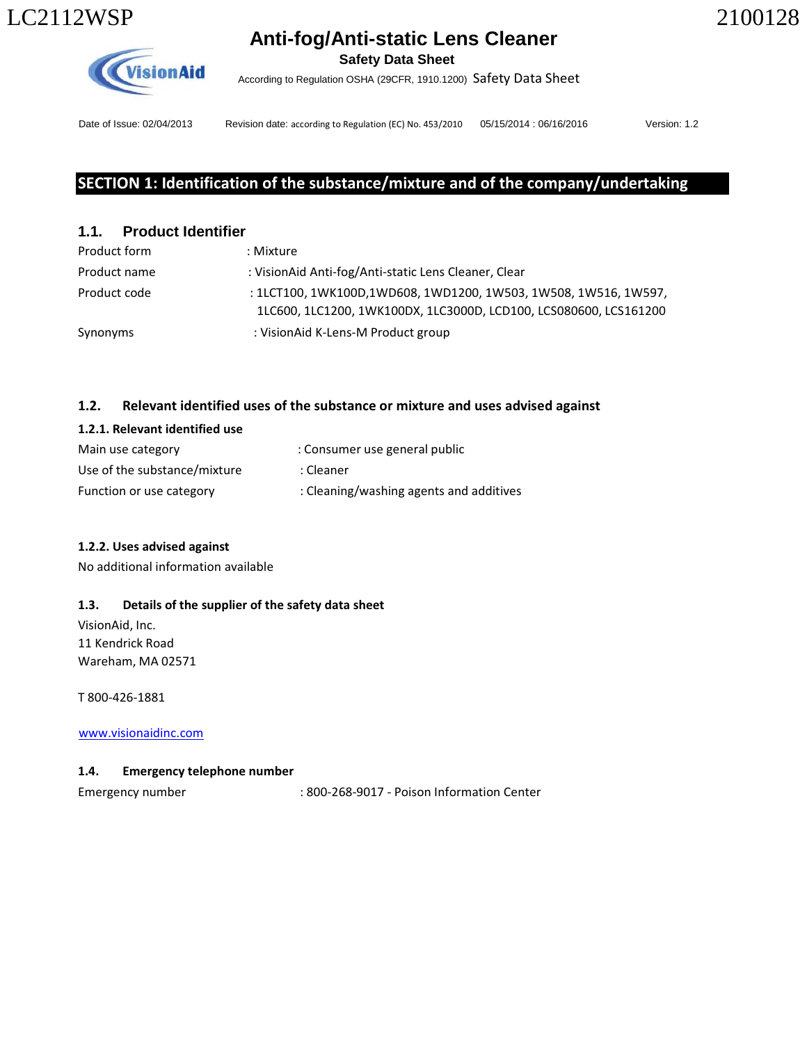# Anti-fog/Anti-static Lens Cleaner

**Safety Data Sheet**

According to Regulation OSHA (29CFR, 1910.1200) Safety Data Sheet

Date of Issue: 02/04/2013 Revision date: according to Regulation (EC) No. 453/2010 05/15/2014 : 06/16/2016 Version: 1.2

## SECTION 1: Identification of the substance/mixture and of the company/undertaking

### 1.1. Product Identifier

Product form : Mixture

Product name : VisionAid Anti-fog/Anti-static Lens Cleaner, Clear

Product code : 1LCT100, 1WK100D,1WD608, 1WD1200, 1W503, 1W508, 1W516, 1W597, 1LC600, 1LC1200, 1WK100DX, 1LC3000D, LCD100, LCS080600, LCS161200

Synonyms : VisionAid K-Lens-M Product group

### 1.2. Relevant identified uses of the substance or mixture and uses advised against

**1.2.1. Relevant identified use**

Main use category : Consumer use general public

Use of the substance/mixture : Cleaner

Function or use category : Cleaning/washing agents and additives

**1.2.2. Uses advised against**

No additional information available

### 1.3. Details of the supplier of the safety data sheet

VisionAid, Inc.
11 Kendrick Road
Wareham, MA 02571

T 800-426-1881

www.visionaidinc.com

### 1.4. Emergency telephone number

Emergency number : 800-268-9017 - Poison Information Center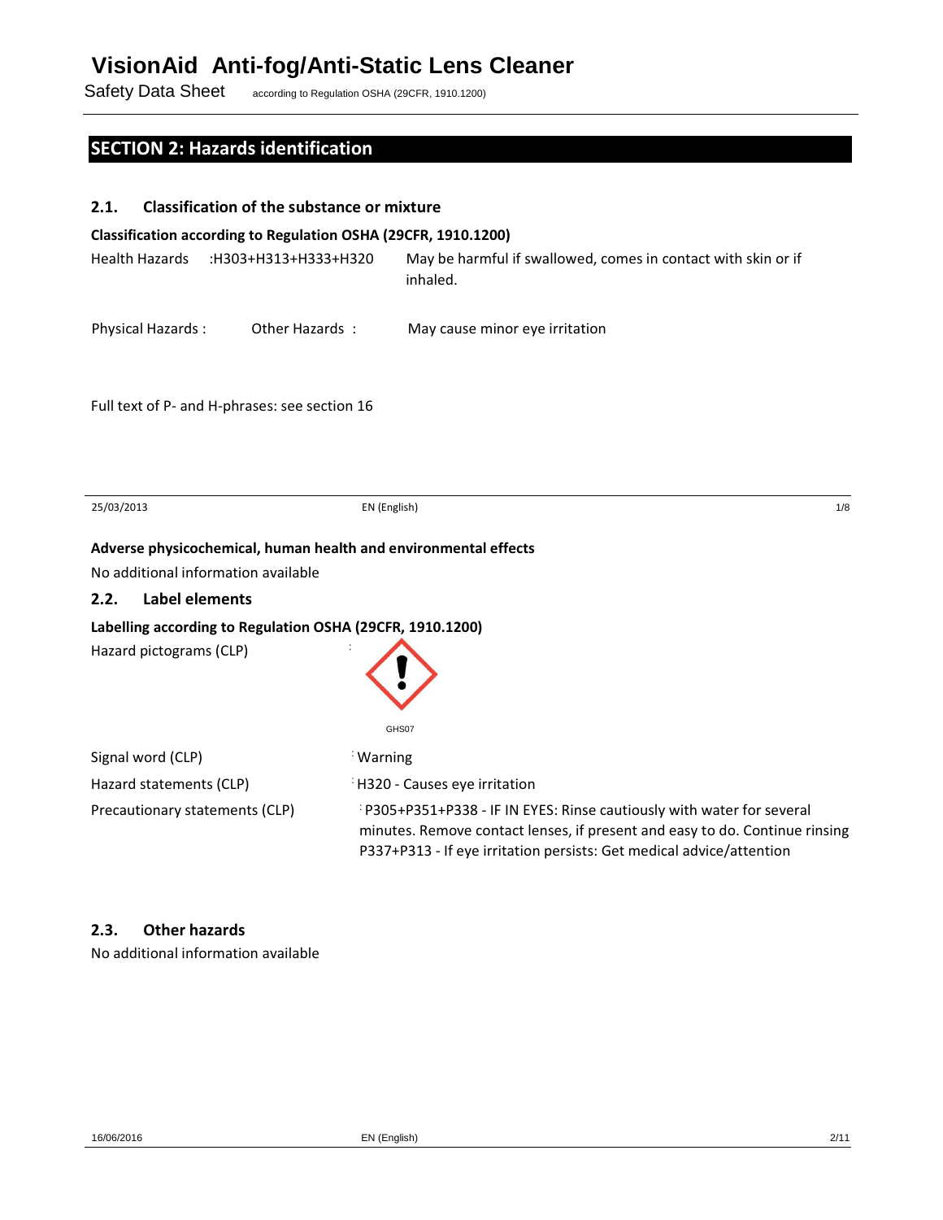## SECTION 2: Hazards identification

### 2.1. Classification of the substance or mixture

**Classification according to Regulation OSHA (29CFR, 1910.1200)**

Health Hazards :H303+H313+H333+H320 May be harmful if swallowed, comes in contact with skin or if inhaled.

Physical Hazards : Other Hazards : May cause minor eye irritation

Full text of P- and H-phrases: see section 16

**Adverse physicochemical, human health and environmental effects**

No additional information available

### 2.2. Label elements

**Labelling according to Regulation OSHA (29CFR, 1910.1200)**

Hazard pictograms (CLP) :

GHS07

Signal word (CLP) : Warning

Hazard statements (CLP) : H320 - Causes eye irritation

Precautionary statements (CLP) : P305+P351+P338 - IF IN EYES: Rinse cautiously with water for several minutes. Remove contact lenses, if present and easy to do. Continue rinsing
P337+P313 - If eye irritation persists: Get medical advice/attention

### 2.3. Other hazards

No additional information available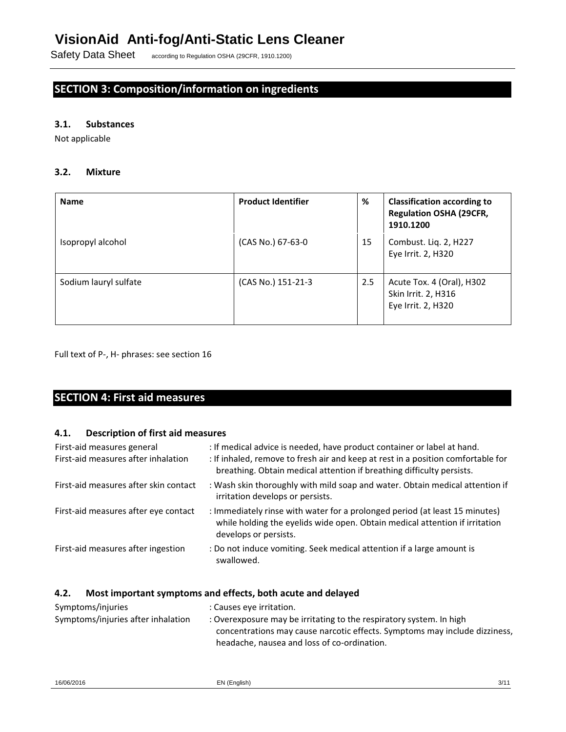## SECTION 3: Composition/information on ingredients

### 3.1. Substances

Not applicable

### 3.2. Mixture

| Name | Product Identifier | % | Classification according to Regulation OSHA (29CFR, 1910.1200 |
|---|---|---|---|
| Isopropyl alcohol | (CAS No.) 67-63-0 | 15 | Combust. Liq. 2, H227<br>Eye Irrit. 2, H320 |
| Sodium lauryl sulfate | (CAS No.) 151-21-3 | 2.5 | Acute Tox. 4 (Oral), H302<br>Skin Irrit. 2, H316<br>Eye Irrit. 2, H320 |

Full text of P-, H- phrases: see section 16

## SECTION 4: First aid measures

### 4.1. Description of first aid measures

First-aid measures general : If medical advice is needed, have product container or label at hand.

First-aid measures after inhalation : If inhaled, remove to fresh air and keep at rest in a position comfortable for breathing. Obtain medical attention if breathing difficulty persists.

First-aid measures after skin contact : Wash skin thoroughly with mild soap and water. Obtain medical attention if irritation develops or persists.

First-aid measures after eye contact : Immediately rinse with water for a prolonged period (at least 15 minutes) while holding the eyelids wide open. Obtain medical attention if irritation develops or persists.

First-aid measures after ingestion : Do not induce vomiting. Seek medical attention if a large amount is swallowed.

### 4.2. Most important symptoms and effects, both acute and delayed

Symptoms/injuries : Causes eye irritation.

Symptoms/injuries after inhalation : Overexposure may be irritating to the respiratory system. In high concentrations may cause narcotic effects. Symptoms may include dizziness, headache, nausea and loss of co-ordination.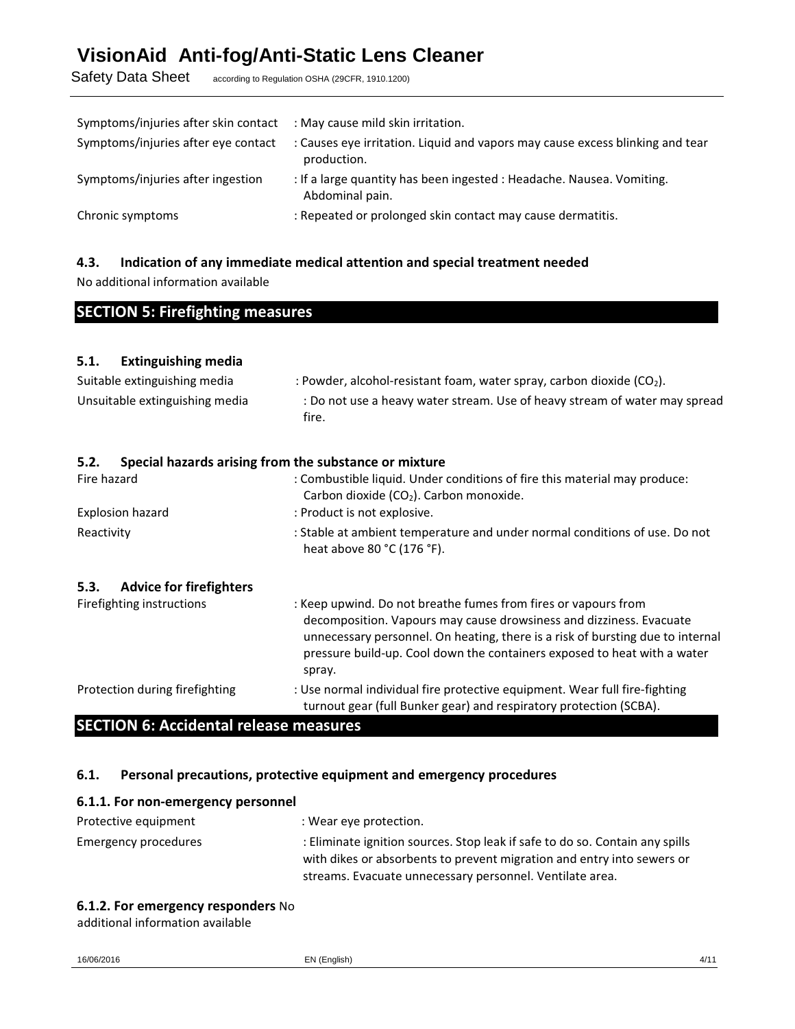Symptoms/injuries after skin contact : May cause mild skin irritation.

Symptoms/injuries after eye contact : Causes eye irritation. Liquid and vapors may cause excess blinking and tear production.

Symptoms/injuries after ingestion : If a large quantity has been ingested : Headache. Nausea. Vomiting. Abdominal pain.

Chronic symptoms : Repeated or prolonged skin contact may cause dermatitis.

### 4.3. Indication of any immediate medical attention and special treatment needed

No additional information available

## SECTION 5: Firefighting measures

### 5.1. Extinguishing media

Suitable extinguishing media : Powder, alcohol-resistant foam, water spray, carbon dioxide ($CO_2$).

Unsuitable extinguishing media : Do not use a heavy water stream. Use of heavy stream of water may spread fire.

### 5.2. Special hazards arising from the substance or mixture

Fire hazard : Combustible liquid. Under conditions of fire this material may produce: Carbon dioxide ($CO_2$). Carbon monoxide.

Explosion hazard : Product is not explosive.

Reactivity : Stable at ambient temperature and under normal conditions of use. Do not heat above 80 °C (176 °F).

### 5.3. Advice for firefighters

Firefighting instructions : Keep upwind. Do not breathe fumes from fires or vapours from decomposition. Vapours may cause drowsiness and dizziness. Evacuate unnecessary personnel. On heating, there is a risk of bursting due to internal pressure build-up. Cool down the containers exposed to heat with a water spray.

Protection during firefighting : Use normal individual fire protective equipment. Wear full fire-fighting turnout gear (full Bunker gear) and respiratory protection (SCBA).

## SECTION 6: Accidental release measures

### 6.1. Personal precautions, protective equipment and emergency procedures

#### 6.1.1. For non-emergency personnel

Protective equipment : Wear eye protection.

Emergency procedures : Eliminate ignition sources. Stop leak if safe to do so. Contain any spills with dikes or absorbents to prevent migration and entry into sewers or streams. Evacuate unnecessary personnel. Ventilate area.

#### 6.1.2. For emergency responders

No additional information available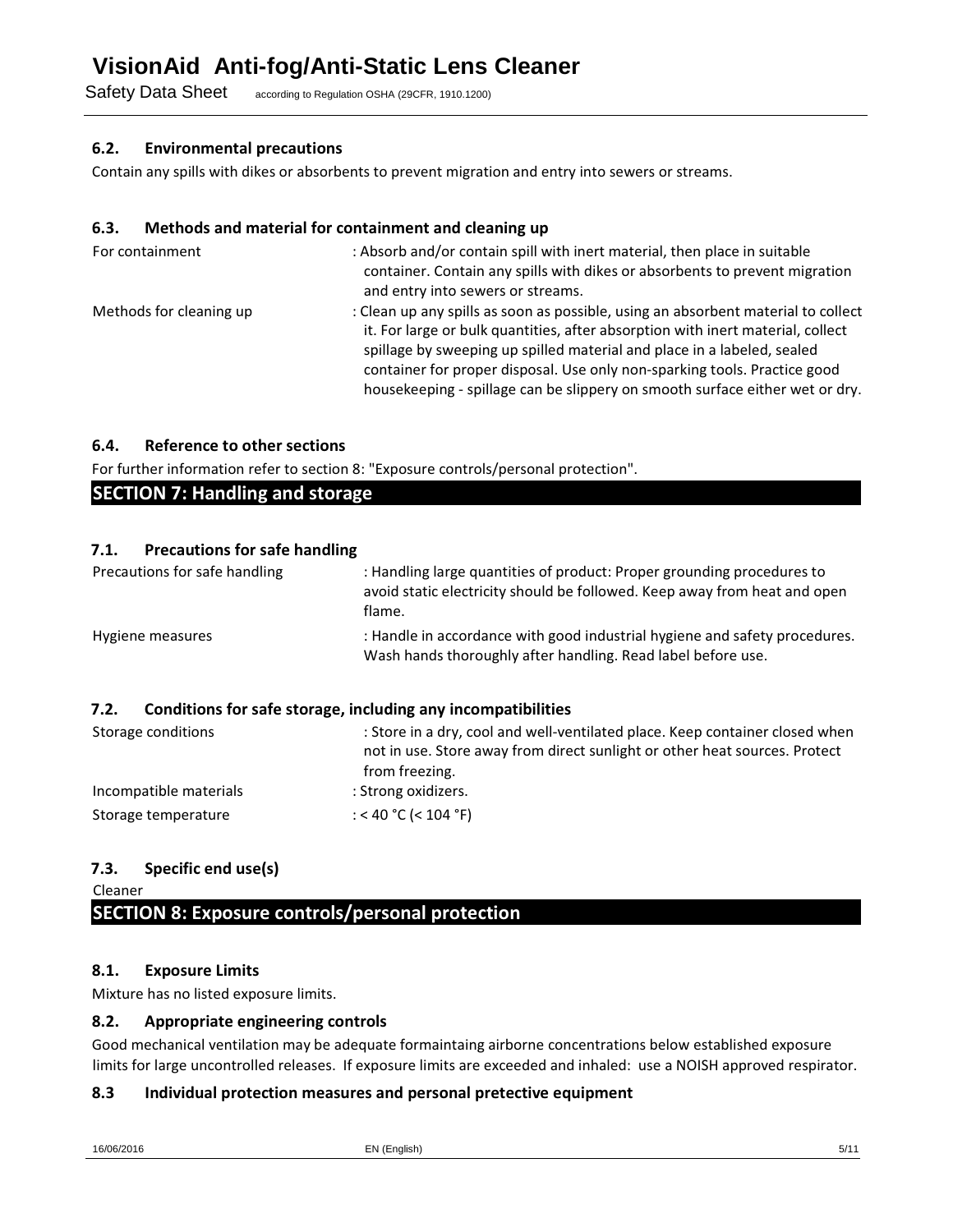### 6.2. Environmental precautions

Contain any spills with dikes or absorbents to prevent migration and entry into sewers or streams.

### 6.3. Methods and material for containment and cleaning up

| | |
|---|---|
| For containment | : Absorb and/or contain spill with inert material, then place in suitable container. Contain any spills with dikes or absorbents to prevent migration and entry into sewers or streams. |
| Methods for cleaning up | : Clean up any spills as soon as possible, using an absorbent material to collect it. For large or bulk quantities, after absorption with inert material, collect spillage by sweeping up spilled material and place in a labeled, sealed container for proper disposal. Use only non-sparking tools. Practice good housekeeping - spillage can be slippery on smooth surface either wet or dry. |

### 6.4. Reference to other sections

For further information refer to section 8: "Exposure controls/personal protection".

## SECTION 7: Handling and storage

### 7.1. Precautions for safe handling

| | |
|---|---|
| Precautions for safe handling | : Handling large quantities of product: Proper grounding procedures to avoid static electricity should be followed. Keep away from heat and open flame. |
| Hygiene measures | : Handle in accordance with good industrial hygiene and safety procedures. Wash hands thoroughly after handling. Read label before use. |

### 7.2. Conditions for safe storage, including any incompatibilities

| | |
|---|---|
| Storage conditions | : Store in a dry, cool and well-ventilated place. Keep container closed when not in use. Store away from direct sunlight or other heat sources. Protect from freezing. |
| Incompatible materials | : Strong oxidizers. |
| Storage temperature | : < 40 °C (< 104 °F) |

### 7.3. Specific end use(s)

Cleaner

## SECTION 8: Exposure controls/personal protection

### 8.1. Exposure Limits

Mixture has no listed exposure limits.

### 8.2. Appropriate engineering controls

Good mechanical ventilation may be adequate formaintaing airborne concentrations below established exposure limits for large uncontrolled releases. If exposure limits are exceeded and inhaled: use a NOISH approved respirator.

### 8.3 Individual protection measures and personal pretective equipment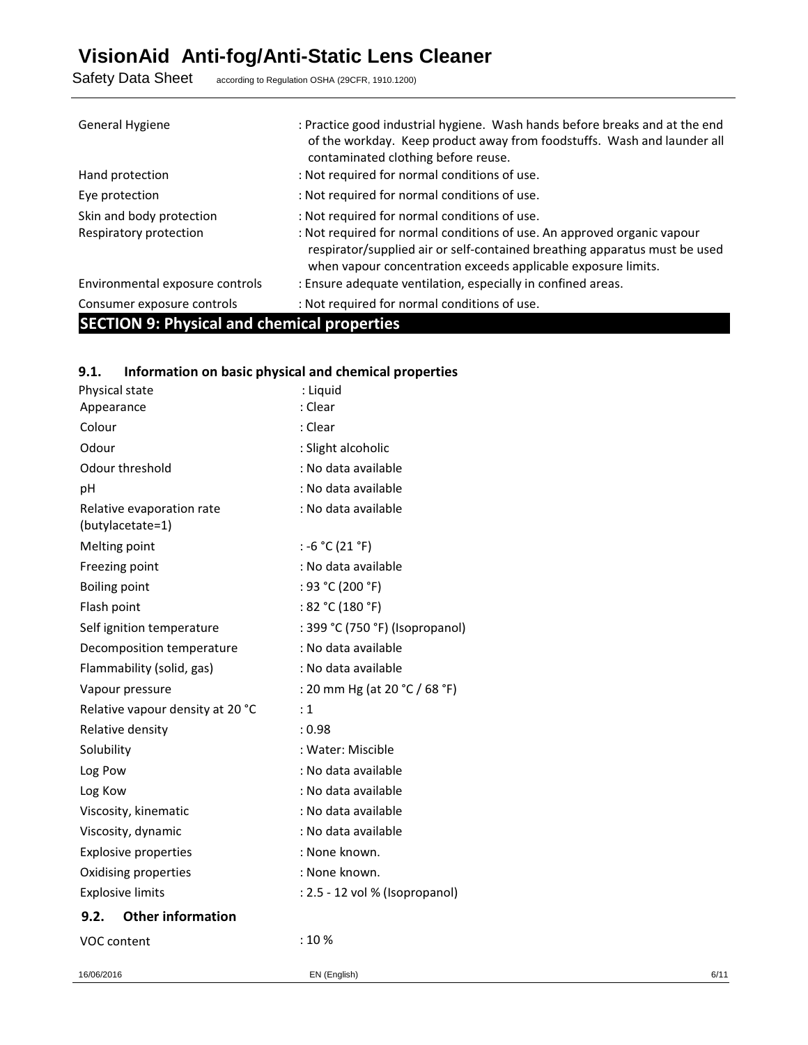| | |
|---|---|
| General Hygiene | : Practice good industrial hygiene. Wash hands before breaks and at the end of the workday. Keep product away from foodstuffs. Wash and launder all contaminated clothing before reuse. |
| Hand protection | : Not required for normal conditions of use. |
| Eye protection | : Not required for normal conditions of use. |
| Skin and body protection | : Not required for normal conditions of use. |
| Respiratory protection | : Not required for normal conditions of use. An approved organic vapour respirator/supplied air or self-contained breathing apparatus must be used when vapour concentration exceeds applicable exposure limits. |
| Environmental exposure controls | : Ensure adequate ventilation, especially in confined areas. |
| Consumer exposure controls | : Not required for normal conditions of use. |

## SECTION 9: Physical and chemical properties

### 9.1. Information on basic physical and chemical properties

| | |
|---|---|
| Physical state | : Liquid |
| Appearance | : Clear |
| Colour | : Clear |
| Odour | : Slight alcoholic |
| Odour threshold | : No data available |
| pH | : No data available |
| Relative evaporation rate (butylacetate=1) | : No data available |
| Melting point | : -6 °C (21 °F) |
| Freezing point | : No data available |
| Boiling point | : 93 °C (200 °F) |
| Flash point | : 82 °C (180 °F) |
| Self ignition temperature | : 399 °C (750 °F) (Isopropanol) |
| Decomposition temperature | : No data available |
| Flammability (solid, gas) | : No data available |
| Vapour pressure | : 20 mm Hg (at 20 °C / 68 °F) |
| Relative vapour density at 20 °C | : 1 |
| Relative density | : 0.98 |
| Solubility | : Water: Miscible |
| Log Pow | : No data available |
| Log Kow | : No data available |
| Viscosity, kinematic | : No data available |
| Viscosity, dynamic | : No data available |
| Explosive properties | : None known. |
| Oxidising properties | : None known. |
| Explosive limits | : 2.5 - 12 vol % (Isopropanol) |

### 9.2. Other information

| | |
|---|---|
| VOC content | : 10 % |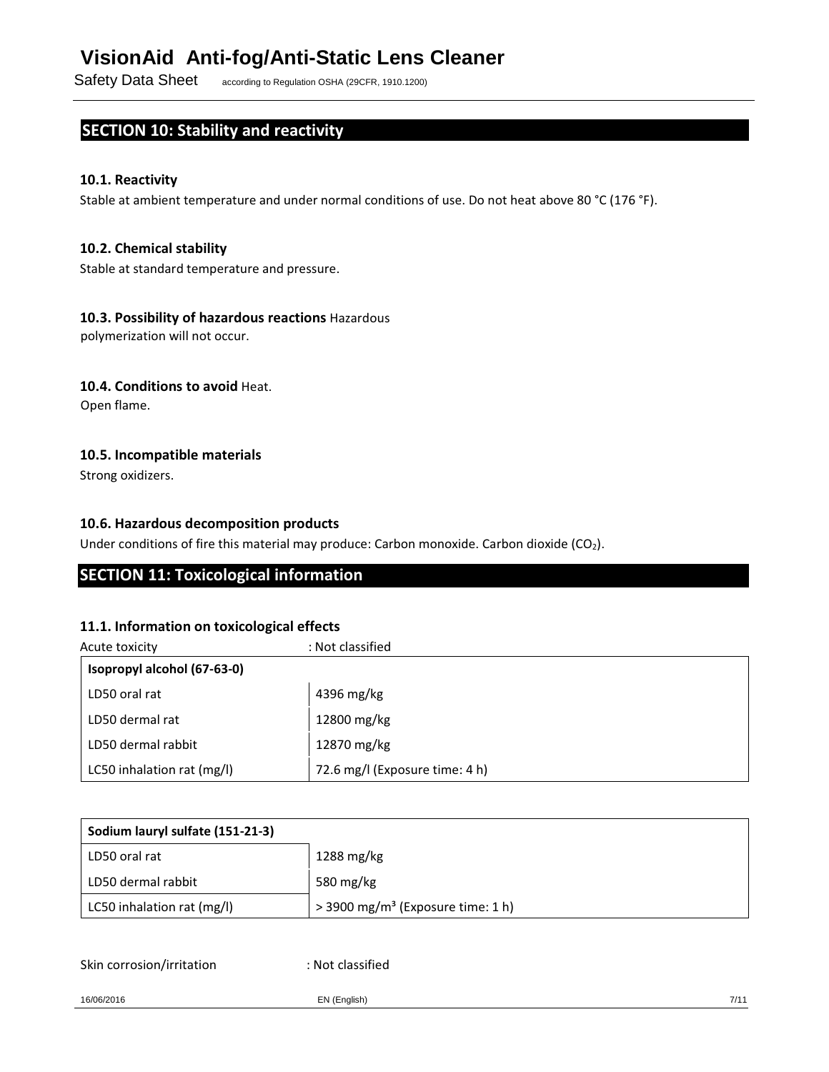## SECTION 10: Stability and reactivity

### 10.1. Reactivity

Stable at ambient temperature and under normal conditions of use. Do not heat above 80 °C (176 °F).

### 10.2. Chemical stability

Stable at standard temperature and pressure.

### 10.3. Possibility of hazardous reactions

Hazardous polymerization will not occur.

### 10.4. Conditions to avoid

Heat.
Open flame.

### 10.5. Incompatible materials

Strong oxidizers.

### 10.6. Hazardous decomposition products

Under conditions of fire this material may produce: Carbon monoxide. Carbon dioxide ($CO_2$).

## SECTION 11: Toxicological information

### 11.1. Information on toxicological effects

Acute toxicity : Not classified

| Isopropyl alcohol (67-63-0) | |
|---|---|
| LD50 oral rat | 4396 mg/kg |
| LD50 dermal rat | 12800 mg/kg |
| LD50 dermal rabbit | 12870 mg/kg |
| LC50 inhalation rat (mg/l) | 72.6 mg/l (Exposure time: 4 h) |

| Sodium lauryl sulfate (151-21-3) | |
|---|---|
| LD50 oral rat | 1288 mg/kg |
| LD50 dermal rabbit | 580 mg/kg |
| LC50 inhalation rat (mg/l) | > 3900 $mg/m^3$ (Exposure time: 1 h) |

Skin corrosion/irritation : Not classified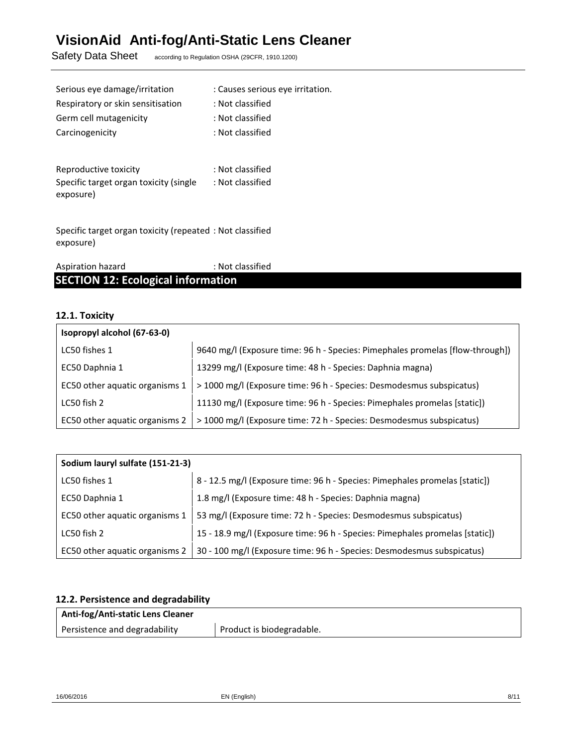Serious eye damage/irritation : Causes serious eye irritation.

Respiratory or skin sensitisation : Not classified

Germ cell mutagenicity : Not classified

Carcinogenicity : Not classified

Reproductive toxicity : Not classified

Specific target organ toxicity (single exposure) : Not classified

Specific target organ toxicity (repeated exposure) : Not classified

Aspiration hazard : Not classified

## SECTION 12: Ecological information

### 12.1. Toxicity

| Isopropyl alcohol (67-63-0) | |
|---|---|
| LC50 fishes 1 | 9640 mg/l (Exposure time: 96 h - Species: Pimephales promelas [flow-through]) |
| EC50 Daphnia 1 | 13299 mg/l (Exposure time: 48 h - Species: Daphnia magna) |
| EC50 other aquatic organisms 1 | > 1000 mg/l (Exposure time: 96 h - Species: Desmodesmus subspicatus) |
| LC50 fish 2 | 11130 mg/l (Exposure time: 96 h - Species: Pimephales promelas [static]) |
| EC50 other aquatic organisms 2 | > 1000 mg/l (Exposure time: 72 h - Species: Desmodesmus subspicatus) |

| Sodium lauryl sulfate (151-21-3) | |
|---|---|
| LC50 fishes 1 | 8 - 12.5 mg/l (Exposure time: 96 h - Species: Pimephales promelas [static]) |
| EC50 Daphnia 1 | 1.8 mg/l (Exposure time: 48 h - Species: Daphnia magna) |
| EC50 other aquatic organisms 1 | 53 mg/l (Exposure time: 72 h - Species: Desmodesmus subspicatus) |
| LC50 fish 2 | 15 - 18.9 mg/l (Exposure time: 96 h - Species: Pimephales promelas [static]) |
| EC50 other aquatic organisms 2 | 30 - 100 mg/l (Exposure time: 96 h - Species: Desmodesmus subspicatus) |

### 12.2. Persistence and degradability

| Anti-fog/Anti-static Lens Cleaner | |
|---|---|
| Persistence and degradability | Product is biodegradable. |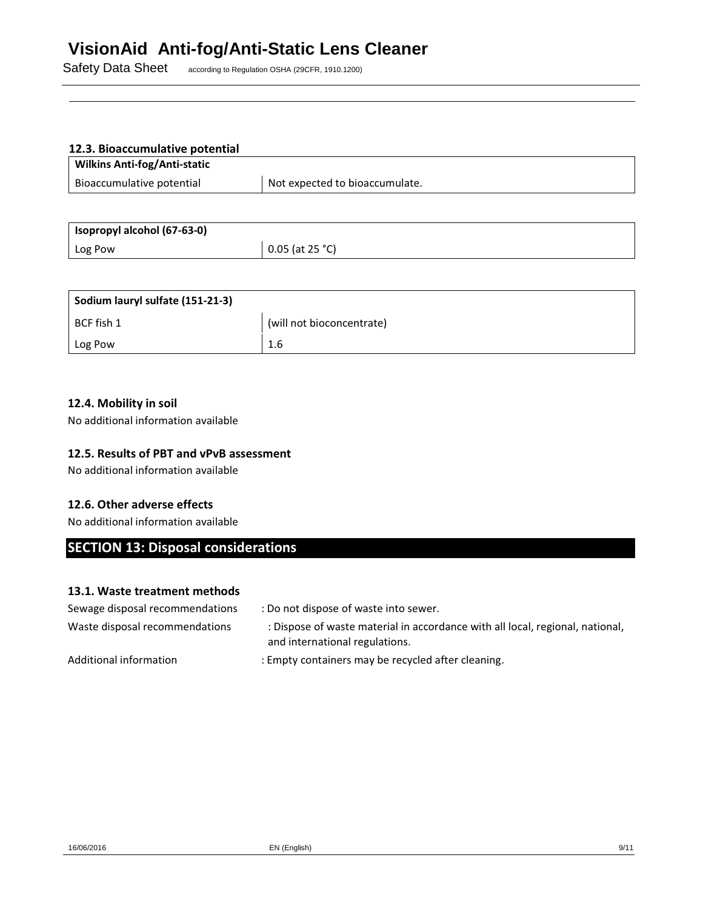### 12.3. Bioaccumulative potential

| Wilkins Anti-fog/Anti-static | |
|---|---|
| Bioaccumulative potential | Not expected to bioaccumulate. |

| Isopropyl alcohol (67-63-0) | |
|---|---|
| Log Pow | 0.05 (at 25 °C) |

| Sodium lauryl sulfate (151-21-3) | |
|---|---|
| BCF fish 1 | (will not bioconcentrate) |
| Log Pow | 1.6 |

### 12.4. Mobility in soil

No additional information available

### 12.5. Results of PBT and vPvB assessment

No additional information available

### 12.6. Other adverse effects

No additional information available

## SECTION 13: Disposal considerations

### 13.1. Waste treatment methods

Sewage disposal recommendations : Do not dispose of waste into sewer.

Waste disposal recommendations : Dispose of waste material in accordance with all local, regional, national, and international regulations.

Additional information : Empty containers may be recycled after cleaning.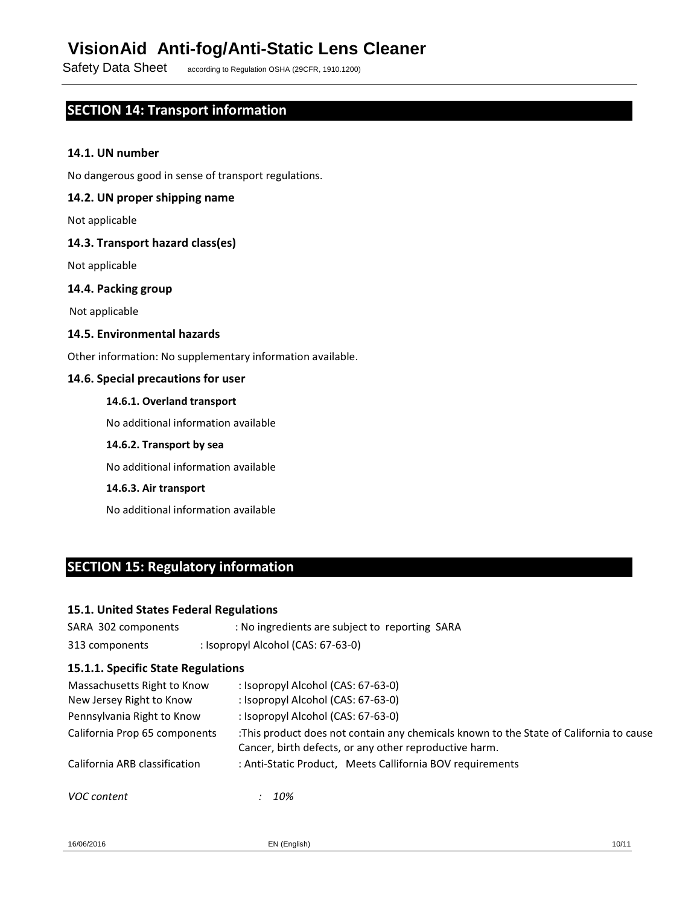## SECTION 14: Transport information

### 14.1. UN number

No dangerous good in sense of transport regulations.

### 14.2. UN proper shipping name

Not applicable

### 14.3. Transport hazard class(es)

Not applicable

### 14.4. Packing group

Not applicable

### 14.5. Environmental hazards

Other information: No supplementary information available.

### 14.6. Special precautions for user

#### 14.6.1. Overland transport

No additional information available

#### 14.6.2. Transport by sea

No additional information available

#### 14.6.3. Air transport

No additional information available

## SECTION 15: Regulatory information

### 15.1. United States Federal Regulations

SARA 302 components : No ingredients are subject to reporting SARA

313 components : Isopropyl Alcohol (CAS: 67-63-0)

### 15.1.1. Specific State Regulations

| | |
|---|---|
| Massachusetts Right to Know | : Isopropyl Alcohol (CAS: 67-63-0) |
| New Jersey Right to Know | : Isopropyl Alcohol (CAS: 67-63-0) |
| Pennsylvania Right to Know | : Isopropyl Alcohol (CAS: 67-63-0) |
| California Prop 65 components | :This product does not contain any chemicals known to the State of California to cause Cancer, birth defects, or any other reproductive harm. |
| California ARB classification | : Anti-Static Product, Meets Callifornia BOV requirements |

*VOC content* : *10%*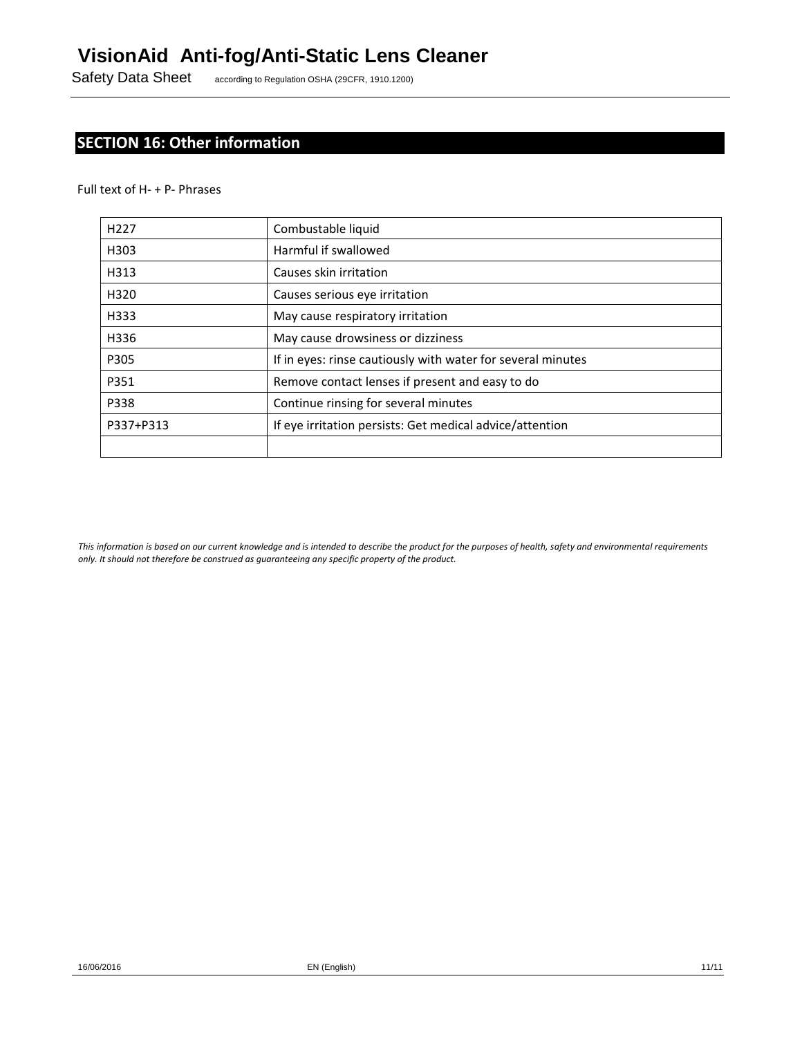## SECTION 16: Other information

Full text of H- + P- Phrases

| | |
|---|---|
| H227 | Combustable liquid |
| H303 | Harmful if swallowed |
| H313 | Causes skin irritation |
| H320 | Causes serious eye irritation |
| H333 | May cause respiratory irritation |
| H336 | May cause drowsiness or dizziness |
| P305 | If in eyes: rinse cautiously with water for several minutes |
| P351 | Remove contact lenses if present and easy to do |
| P338 | Continue rinsing for several minutes |
| P337+P313 | If eye irritation persists: Get medical advice/attention |
| | |

*This information is based on our current knowledge and is intended to describe the product for the purposes of health, safety and environmental requirements only. It should not therefore be construed as guaranteeing any specific property of the product.*